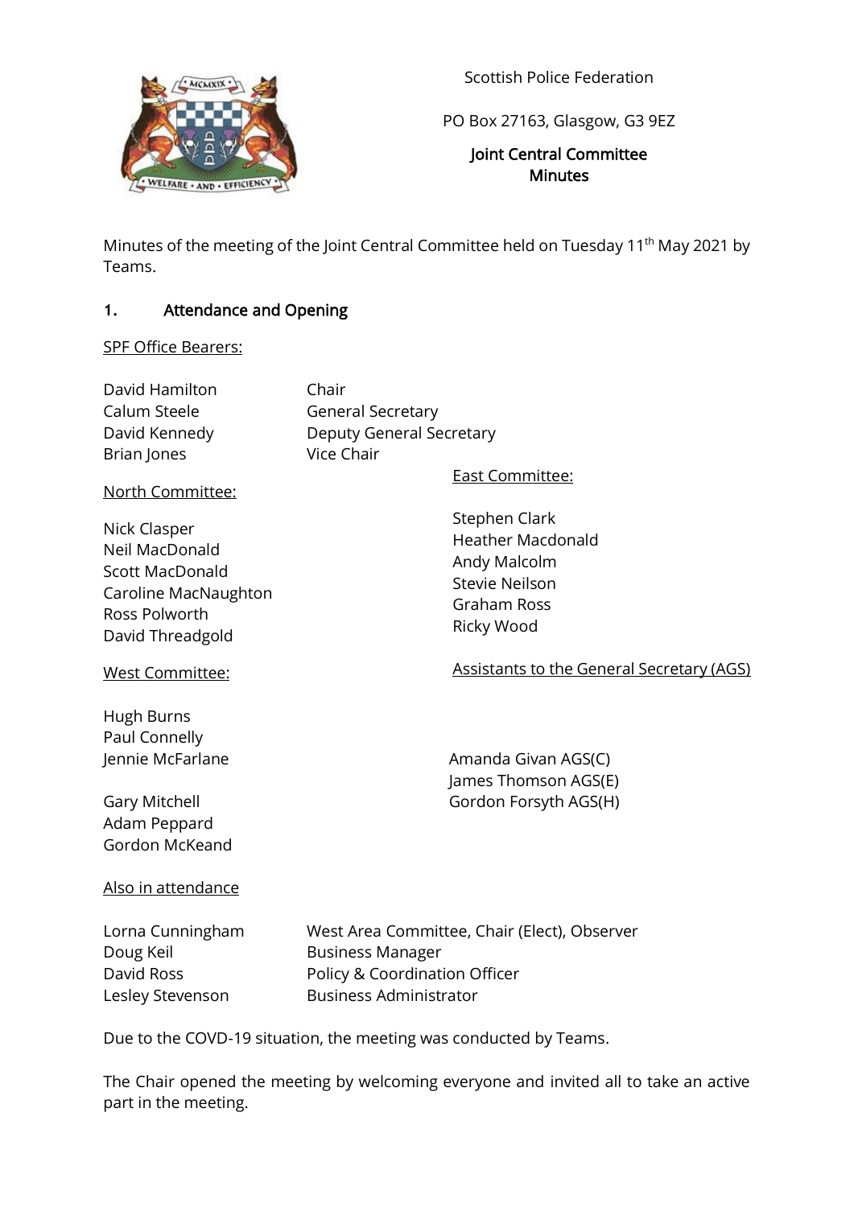Scottish Police Federation

PO Box 27163, Glasgow, G3 9EZ

**Joint Central Committee**
**Minutes**

Minutes of the meeting of the Joint Central Committee held on Tuesday 11th May 2021 by Teams.

## 1. Attendance and Opening

SPF Office Bearers:

| | |
|---|---|
| David Hamilton | Chair |
| Calum Steele | General Secretary |
| David Kennedy | Deputy General Secretary |
| Brian Jones | Vice Chair |

North Committee:

Nick Clasper
Neil MacDonald
Scott MacDonald
Caroline MacNaughton
Ross Polworth
David Threadgold

East Committee:

Stephen Clark
Heather Macdonald
Andy Malcolm
Stevie Neilson
Graham Ross
Ricky Wood

West Committee:

Hugh Burns
Paul Connelly
Jennie McFarlane
Gary Mitchell
Adam Peppard
Gordon McKeand

Assistants to the General Secretary (AGS)

Amanda Givan AGS(C)
James Thomson AGS(E)
Gordon Forsyth AGS(H)

Also in attendance

| | |
|---|---|
| Lorna Cunningham | West Area Committee, Chair (Elect), Observer |
| Doug Keil | Business Manager |
| David Ross | Policy & Coordination Officer |
| Lesley Stevenson | Business Administrator |

Due to the COVD-19 situation, the meeting was conducted by Teams.

The Chair opened the meeting by welcoming everyone and invited all to take an active part in the meeting.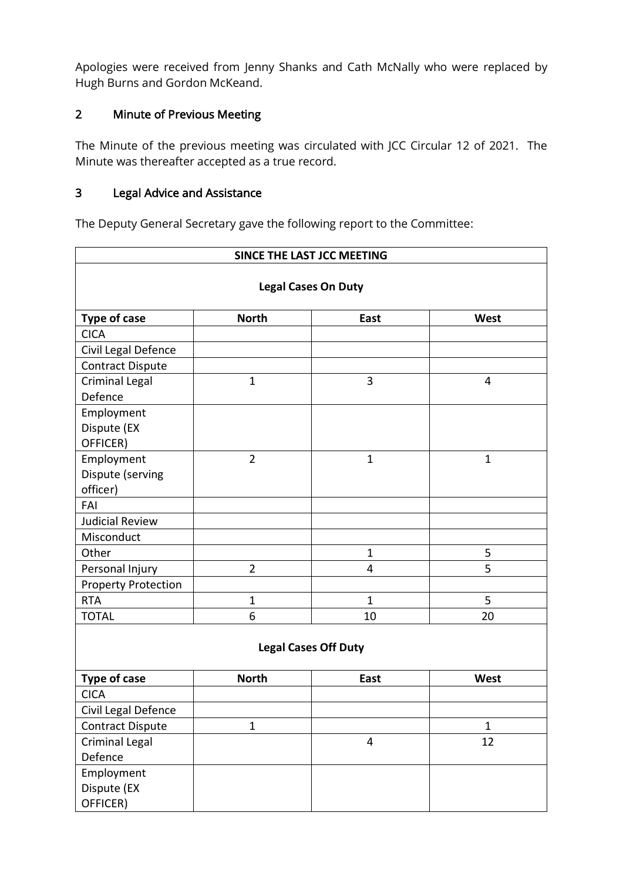Apologies were received from Jenny Shanks and Cath McNally who were replaced by Hugh Burns and Gordon McKeand.

## 2 Minute of Previous Meeting

The Minute of the previous meeting was circulated with JCC Circular 12 of 2021. The Minute was thereafter accepted as a true record.

## 3 Legal Advice and Assistance

The Deputy General Secretary gave the following report to the Committee:

| SINCE THE LAST JCC MEETING | | | |
|---|---|---|---|
| **Legal Cases On Duty** | | | |
| **Type of case** | **North** | **East** | **West** |
| CICA | | | |
| Civil Legal Defence | | | |
| Contract Dispute | | | |
| Criminal Legal Defence | 1 | 3 | 4 |
| Employment Dispute (EX OFFICER) | | | |
| Employment Dispute (serving officer) | 2 | 1 | 1 |
| FAI | | | |
| Judicial Review | | | |
| Misconduct | | | |
| Other | | 1 | 5 |
| Personal Injury | 2 | 4 | 5 |
| Property Protection | | | |
| RTA | 1 | 1 | 5 |
| TOTAL | 6 | 10 | 20 |
| **Legal Cases Off Duty** | | | |
| **Type of case** | **North** | **East** | **West** |
| CICA | | | |
| Civil Legal Defence | | | |
| Contract Dispute | 1 | | 1 |
| Criminal Legal Defence | | 4 | 12 |
| Employment Dispute (EX OFFICER) | | | |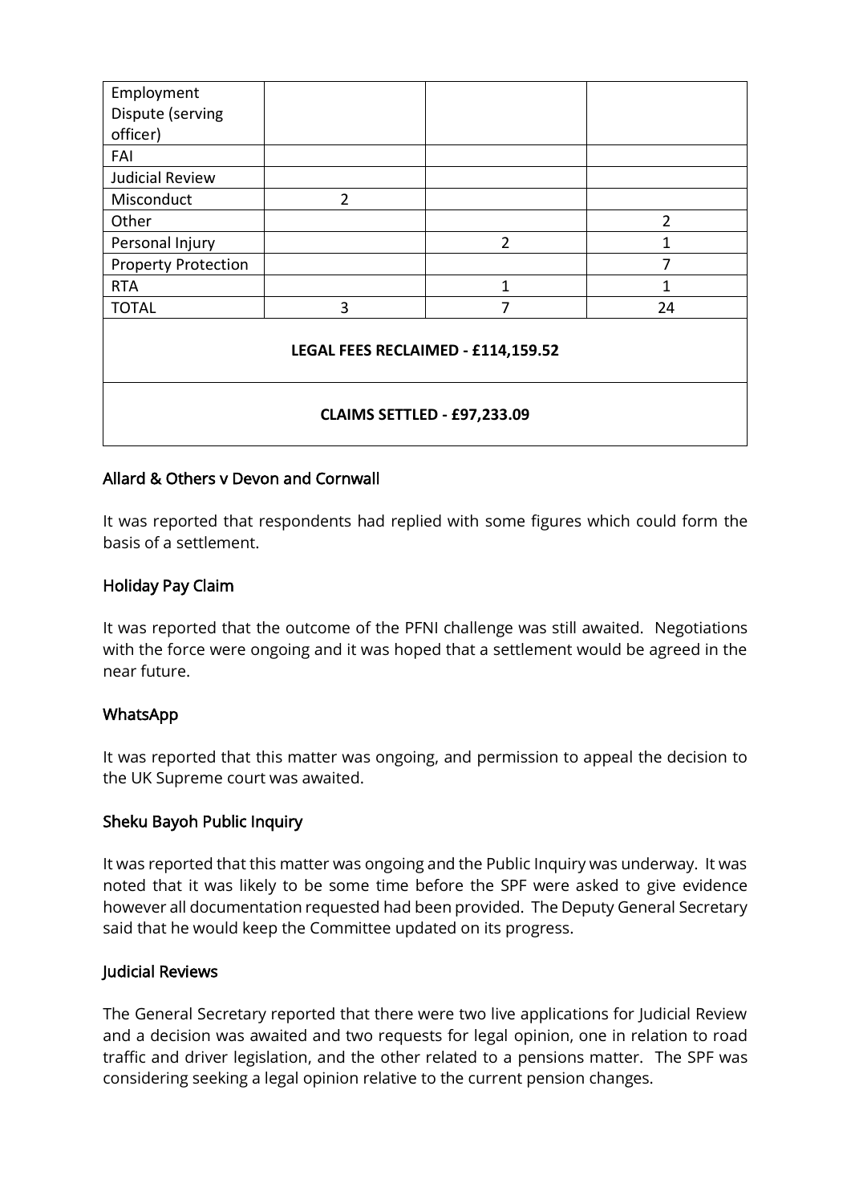| | | | |
|---|---|---|---|
| Employment Dispute (serving officer) | | | |
| FAI | | | |
| Judicial Review | | | |
| Misconduct | 2 | | |
| Other | | | 2 |
| Personal Injury | | 2 | 1 |
| Property Protection | | | 7 |
| RTA | | 1 | 1 |
| TOTAL | 3 | 7 | 24 |
| **LEGAL FEES RECLAIMED - £114,159.52** | | | |
| **CLAIMS SETTLED - £97,233.09** | | | |

## Allard & Others v Devon and Cornwall

It was reported that respondents had replied with some figures which could form the basis of a settlement.

## Holiday Pay Claim

It was reported that the outcome of the PFNI challenge was still awaited. Negotiations with the force were ongoing and it was hoped that a settlement would be agreed in the near future.

## WhatsApp

It was reported that this matter was ongoing, and permission to appeal the decision to the UK Supreme court was awaited.

## Sheku Bayoh Public Inquiry

It was reported that this matter was ongoing and the Public Inquiry was underway. It was noted that it was likely to be some time before the SPF were asked to give evidence however all documentation requested had been provided. The Deputy General Secretary said that he would keep the Committee updated on its progress.

## Judicial Reviews

The General Secretary reported that there were two live applications for Judicial Review and a decision was awaited and two requests for legal opinion, one in relation to road traffic and driver legislation, and the other related to a pensions matter. The SPF was considering seeking a legal opinion relative to the current pension changes.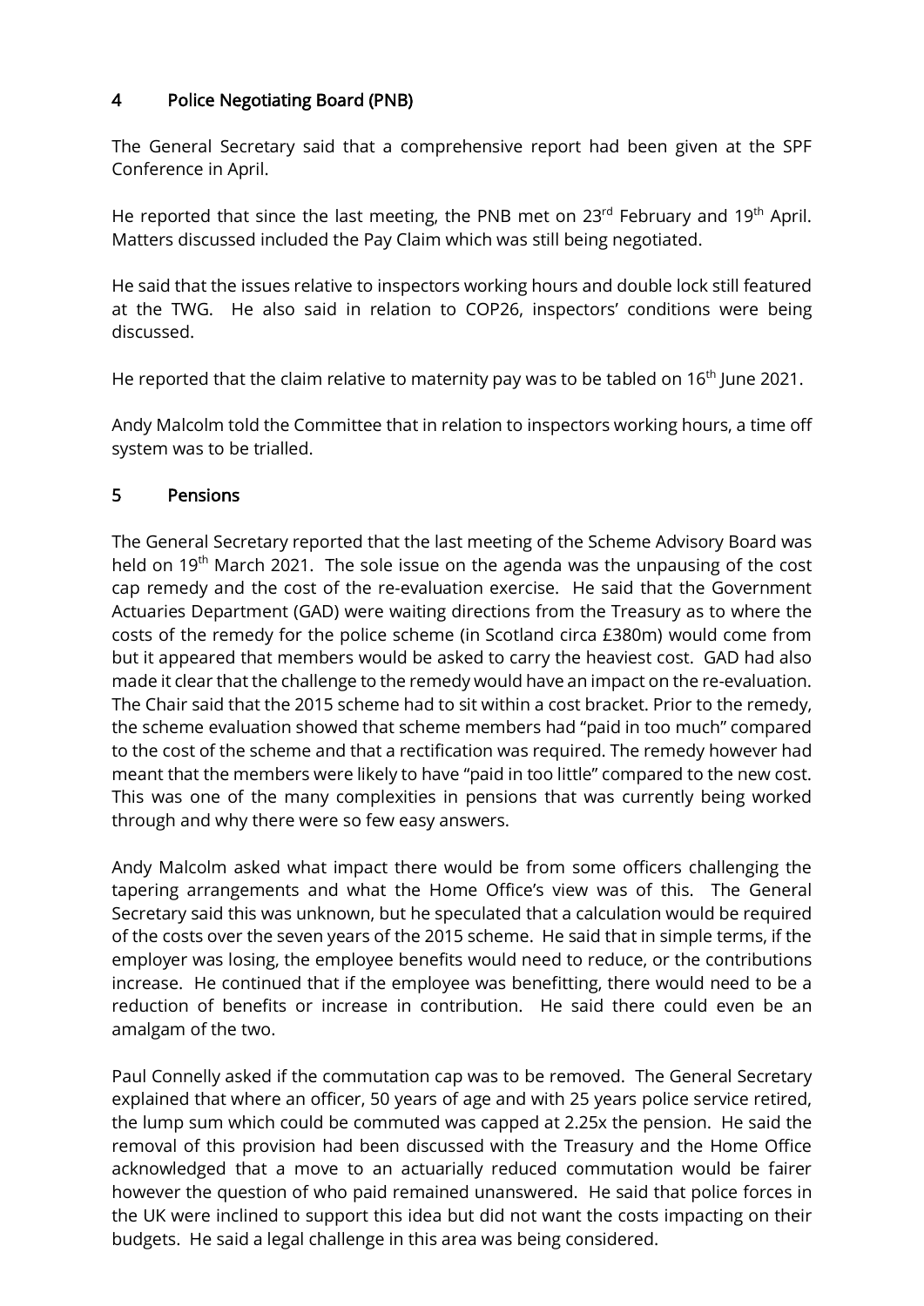## 4 Police Negotiating Board (PNB)

The General Secretary said that a comprehensive report had been given at the SPF Conference in April.

He reported that since the last meeting, the PNB met on 23rd February and 19th April. Matters discussed included the Pay Claim which was still being negotiated.

He said that the issues relative to inspectors working hours and double lock still featured at the TWG. He also said in relation to COP26, inspectors' conditions were being discussed.

He reported that the claim relative to maternity pay was to be tabled on 16th June 2021.

Andy Malcolm told the Committee that in relation to inspectors working hours, a time off system was to be trialled.

## 5 Pensions

The General Secretary reported that the last meeting of the Scheme Advisory Board was held on 19th March 2021. The sole issue on the agenda was the unpausing of the cost cap remedy and the cost of the re-evaluation exercise. He said that the Government Actuaries Department (GAD) were waiting directions from the Treasury as to where the costs of the remedy for the police scheme (in Scotland circa £380m) would come from but it appeared that members would be asked to carry the heaviest cost. GAD had also made it clear that the challenge to the remedy would have an impact on the re-evaluation. The Chair said that the 2015 scheme had to sit within a cost bracket. Prior to the remedy, the scheme evaluation showed that scheme members had "paid in too much" compared to the cost of the scheme and that a rectification was required. The remedy however had meant that the members were likely to have "paid in too little" compared to the new cost. This was one of the many complexities in pensions that was currently being worked through and why there were so few easy answers.

Andy Malcolm asked what impact there would be from some officers challenging the tapering arrangements and what the Home Office's view was of this. The General Secretary said this was unknown, but he speculated that a calculation would be required of the costs over the seven years of the 2015 scheme. He said that in simple terms, if the employer was losing, the employee benefits would need to reduce, or the contributions increase. He continued that if the employee was benefitting, there would need to be a reduction of benefits or increase in contribution. He said there could even be an amalgam of the two.

Paul Connelly asked if the commutation cap was to be removed. The General Secretary explained that where an officer, 50 years of age and with 25 years police service retired, the lump sum which could be commuted was capped at 2.25x the pension. He said the removal of this provision had been discussed with the Treasury and the Home Office acknowledged that a move to an actuarially reduced commutation would be fairer however the question of who paid remained unanswered. He said that police forces in the UK were inclined to support this idea but did not want the costs impacting on their budgets. He said a legal challenge in this area was being considered.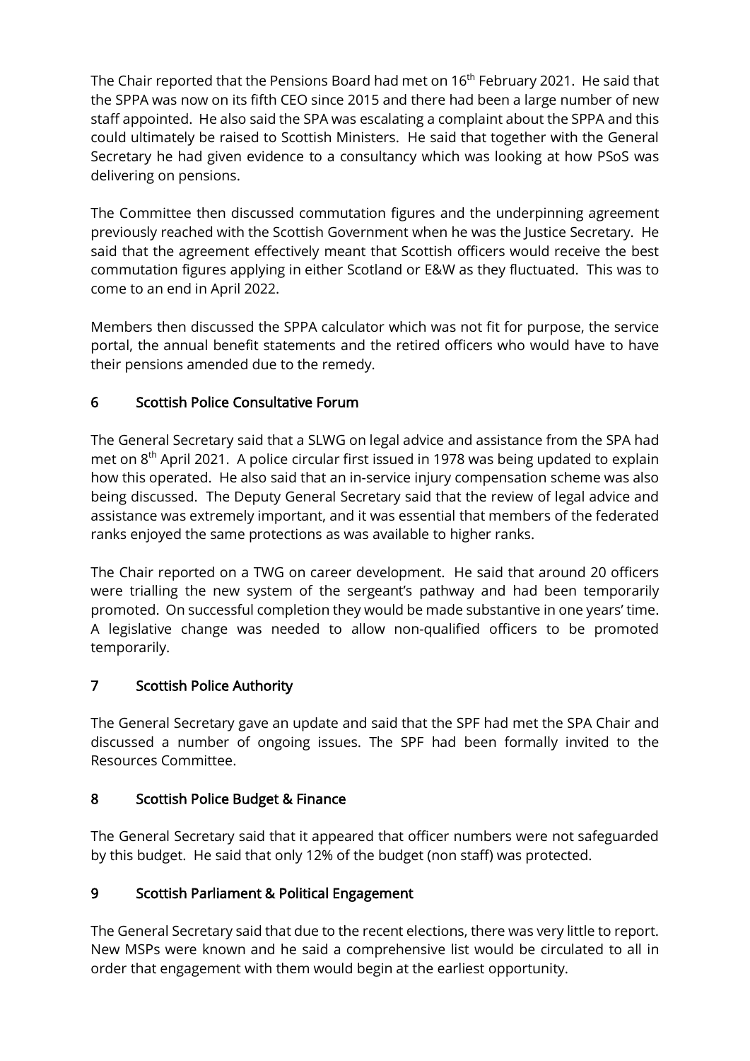The Chair reported that the Pensions Board had met on 16th February 2021. He said that the SPPA was now on its fifth CEO since 2015 and there had been a large number of new staff appointed. He also said the SPA was escalating a complaint about the SPPA and this could ultimately be raised to Scottish Ministers. He said that together with the General Secretary he had given evidence to a consultancy which was looking at how PSoS was delivering on pensions.

The Committee then discussed commutation figures and the underpinning agreement previously reached with the Scottish Government when he was the Justice Secretary. He said that the agreement effectively meant that Scottish officers would receive the best commutation figures applying in either Scotland or E&W as they fluctuated. This was to come to an end in April 2022.

Members then discussed the SPPA calculator which was not fit for purpose, the service portal, the annual benefit statements and the retired officers who would have to have their pensions amended due to the remedy.

## 6 Scottish Police Consultative Forum

The General Secretary said that a SLWG on legal advice and assistance from the SPA had met on 8th April 2021. A police circular first issued in 1978 was being updated to explain how this operated. He also said that an in-service injury compensation scheme was also being discussed. The Deputy General Secretary said that the review of legal advice and assistance was extremely important, and it was essential that members of the federated ranks enjoyed the same protections as was available to higher ranks.

The Chair reported on a TWG on career development. He said that around 20 officers were trialling the new system of the sergeant's pathway and had been temporarily promoted. On successful completion they would be made substantive in one years' time. A legislative change was needed to allow non-qualified officers to be promoted temporarily.

## 7 Scottish Police Authority

The General Secretary gave an update and said that the SPF had met the SPA Chair and discussed a number of ongoing issues. The SPF had been formally invited to the Resources Committee.

## 8 Scottish Police Budget & Finance

The General Secretary said that it appeared that officer numbers were not safeguarded by this budget. He said that only 12% of the budget (non staff) was protected.

## 9 Scottish Parliament & Political Engagement

The General Secretary said that due to the recent elections, there was very little to report. New MSPs were known and he said a comprehensive list would be circulated to all in order that engagement with them would begin at the earliest opportunity.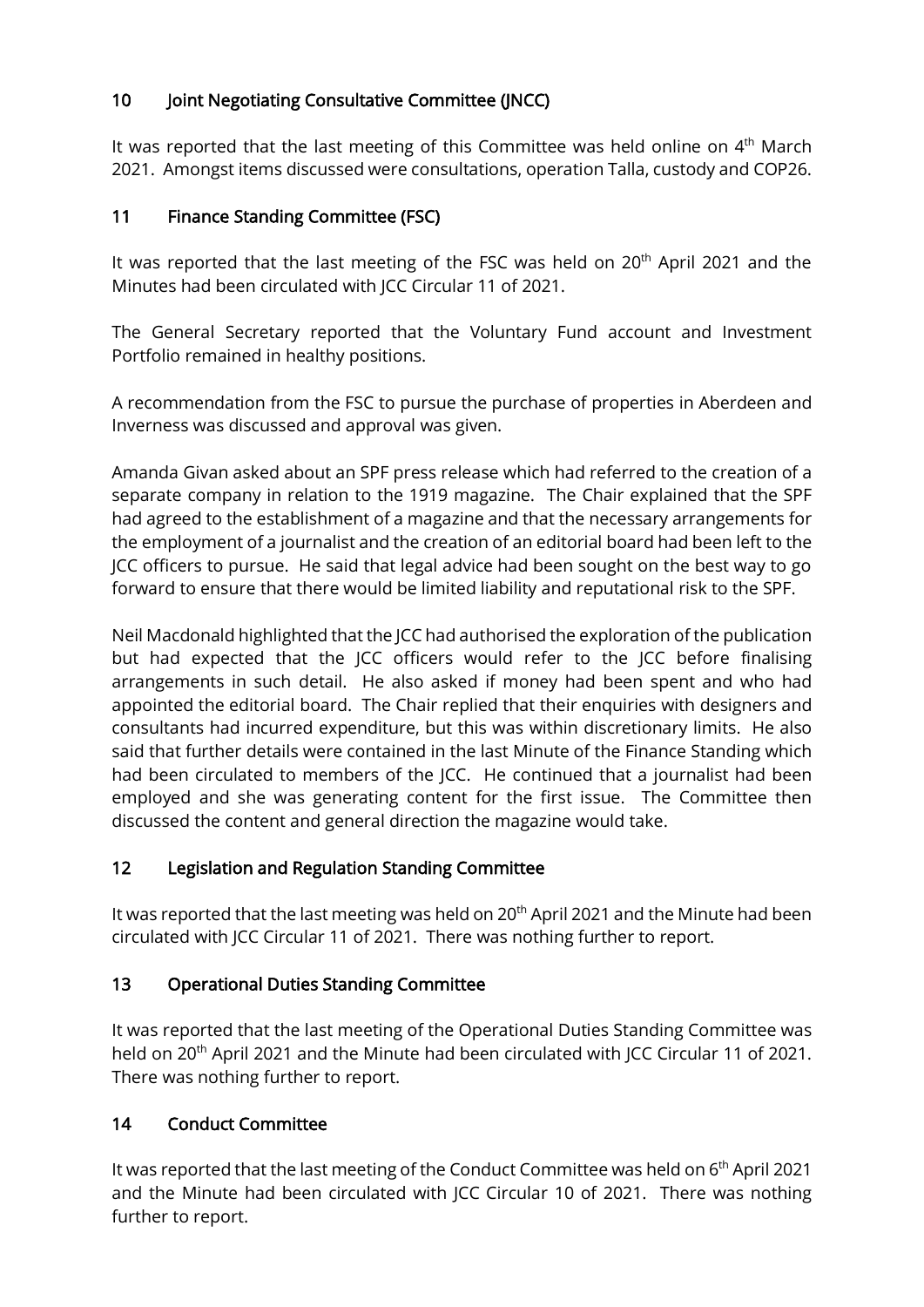## 10 Joint Negotiating Consultative Committee (JNCC)

It was reported that the last meeting of this Committee was held online on 4th March 2021. Amongst items discussed were consultations, operation Talla, custody and COP26.

## 11 Finance Standing Committee (FSC)

It was reported that the last meeting of the FSC was held on 20th April 2021 and the Minutes had been circulated with JCC Circular 11 of 2021.

The General Secretary reported that the Voluntary Fund account and Investment Portfolio remained in healthy positions.

A recommendation from the FSC to pursue the purchase of properties in Aberdeen and Inverness was discussed and approval was given.

Amanda Givan asked about an SPF press release which had referred to the creation of a separate company in relation to the 1919 magazine. The Chair explained that the SPF had agreed to the establishment of a magazine and that the necessary arrangements for the employment of a journalist and the creation of an editorial board had been left to the JCC officers to pursue. He said that legal advice had been sought on the best way to go forward to ensure that there would be limited liability and reputational risk to the SPF.

Neil Macdonald highlighted that the JCC had authorised the exploration of the publication but had expected that the JCC officers would refer to the JCC before finalising arrangements in such detail. He also asked if money had been spent and who had appointed the editorial board. The Chair replied that their enquiries with designers and consultants had incurred expenditure, but this was within discretionary limits. He also said that further details were contained in the last Minute of the Finance Standing which had been circulated to members of the JCC. He continued that a journalist had been employed and she was generating content for the first issue. The Committee then discussed the content and general direction the magazine would take.

## 12 Legislation and Regulation Standing Committee

It was reported that the last meeting was held on 20th April 2021 and the Minute had been circulated with JCC Circular 11 of 2021. There was nothing further to report.

## 13 Operational Duties Standing Committee

It was reported that the last meeting of the Operational Duties Standing Committee was held on 20th April 2021 and the Minute had been circulated with JCC Circular 11 of 2021. There was nothing further to report.

## 14 Conduct Committee

It was reported that the last meeting of the Conduct Committee was held on 6th April 2021 and the Minute had been circulated with JCC Circular 10 of 2021. There was nothing further to report.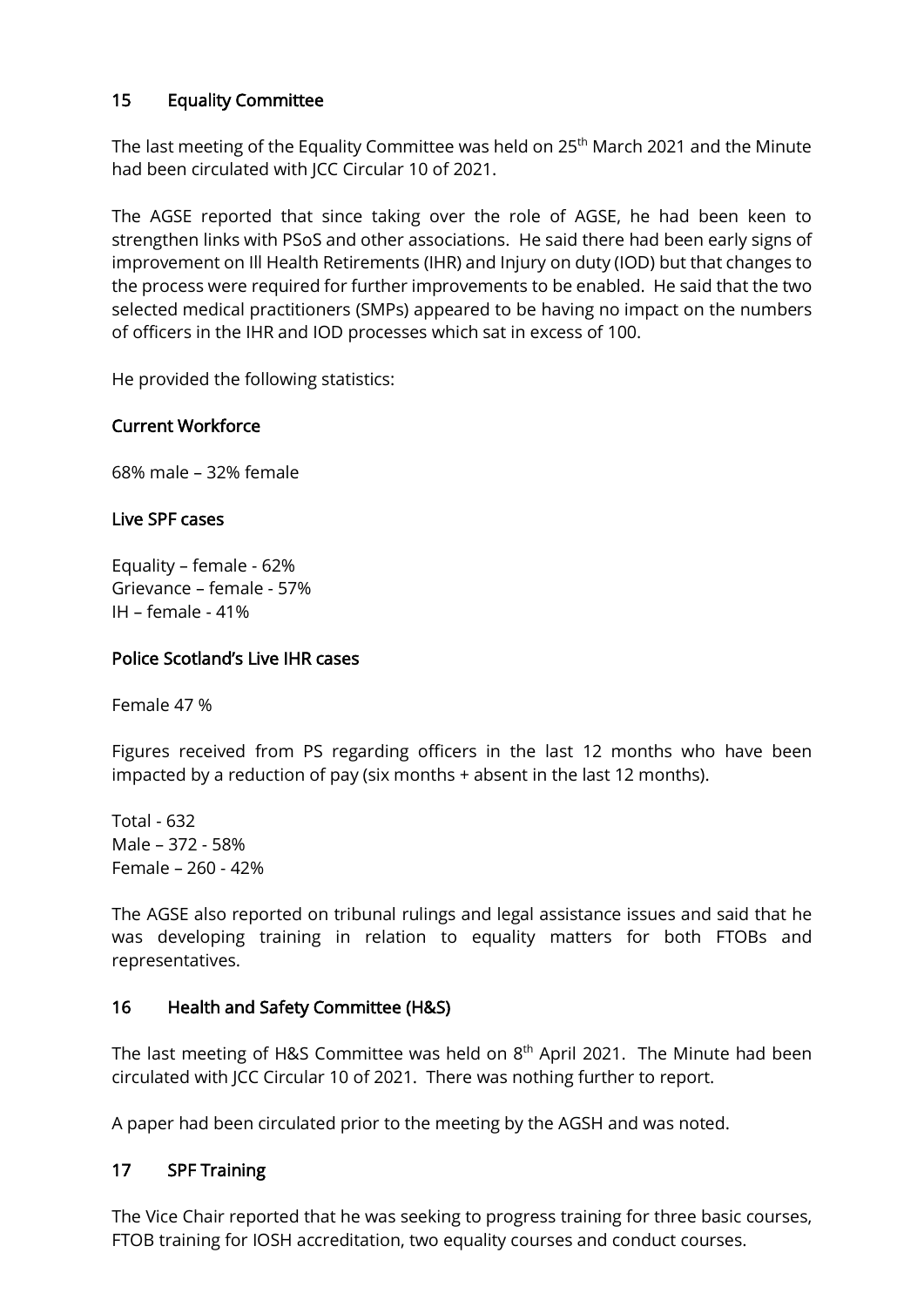## 15 Equality Committee

The last meeting of the Equality Committee was held on 25th March 2021 and the Minute had been circulated with JCC Circular 10 of 2021.

The AGSE reported that since taking over the role of AGSE, he had been keen to strengthen links with PSoS and other associations. He said there had been early signs of improvement on Ill Health Retirements (IHR) and Injury on duty (IOD) but that changes to the process were required for further improvements to be enabled. He said that the two selected medical practitioners (SMPs) appeared to be having no impact on the numbers of officers in the IHR and IOD processes which sat in excess of 100.

He provided the following statistics:

### Current Workforce

68% male – 32% female

### Live SPF cases

Equality – female - 62%
Grievance – female - 57%
IH – female - 41%

### Police Scotland's Live IHR cases

Female 47 %

Figures received from PS regarding officers in the last 12 months who have been impacted by a reduction of pay (six months + absent in the last 12 months).

Total - 632
Male – 372 - 58%
Female – 260 - 42%

The AGSE also reported on tribunal rulings and legal assistance issues and said that he was developing training in relation to equality matters for both FTOBs and representatives.

## 16 Health and Safety Committee (H&S)

The last meeting of H&S Committee was held on 8th April 2021. The Minute had been circulated with JCC Circular 10 of 2021. There was nothing further to report.

A paper had been circulated prior to the meeting by the AGSH and was noted.

## 17 SPF Training

The Vice Chair reported that he was seeking to progress training for three basic courses, FTOB training for IOSH accreditation, two equality courses and conduct courses.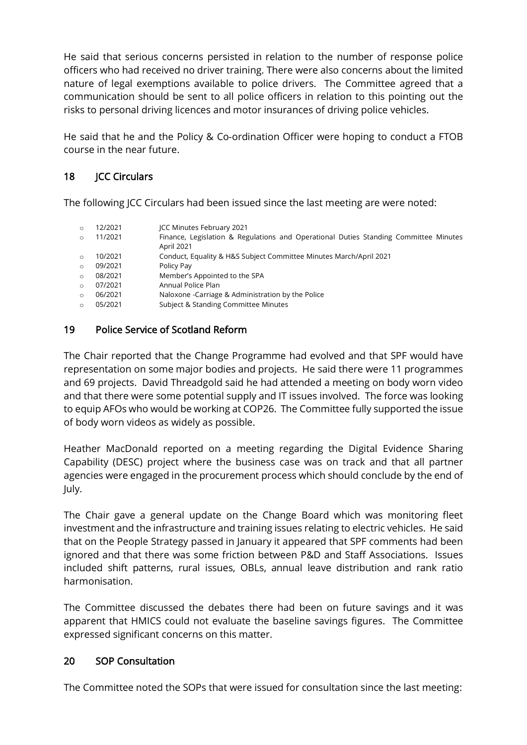He said that serious concerns persisted in relation to the number of response police officers who had received no driver training. There were also concerns about the limited nature of legal exemptions available to police drivers. The Committee agreed that a communication should be sent to all police officers in relation to this pointing out the risks to personal driving licences and motor insurances of driving police vehicles.

He said that he and the Policy & Co-ordination Officer were hoping to conduct a FTOB course in the near future.

## 18 JCC Circulars

The following JCC Circulars had been issued since the last meeting are were noted:

- 12/2021 JCC Minutes February 2021
- 11/2021 Finance, Legislation & Regulations and Operational Duties Standing Committee Minutes April 2021
- 10/2021 Conduct, Equality & H&S Subject Committee Minutes March/April 2021
- 09/2021 Policy Pay
- 08/2021 Member's Appointed to the SPA
- 07/2021 Annual Police Plan
- 06/2021 Naloxone -Carriage & Administration by the Police
- 05/2021 Subject & Standing Committee Minutes

## 19 Police Service of Scotland Reform

The Chair reported that the Change Programme had evolved and that SPF would have representation on some major bodies and projects. He said there were 11 programmes and 69 projects. David Threadgold said he had attended a meeting on body worn video and that there were some potential supply and IT issues involved. The force was looking to equip AFOs who would be working at COP26. The Committee fully supported the issue of body worn videos as widely as possible.

Heather MacDonald reported on a meeting regarding the Digital Evidence Sharing Capability (DESC) project where the business case was on track and that all partner agencies were engaged in the procurement process which should conclude by the end of July.

The Chair gave a general update on the Change Board which was monitoring fleet investment and the infrastructure and training issues relating to electric vehicles. He said that on the People Strategy passed in January it appeared that SPF comments had been ignored and that there was some friction between P&D and Staff Associations. Issues included shift patterns, rural issues, OBLs, annual leave distribution and rank ratio harmonisation.

The Committee discussed the debates there had been on future savings and it was apparent that HMICS could not evaluate the baseline savings figures. The Committee expressed significant concerns on this matter.

## 20 SOP Consultation

The Committee noted the SOPs that were issued for consultation since the last meeting: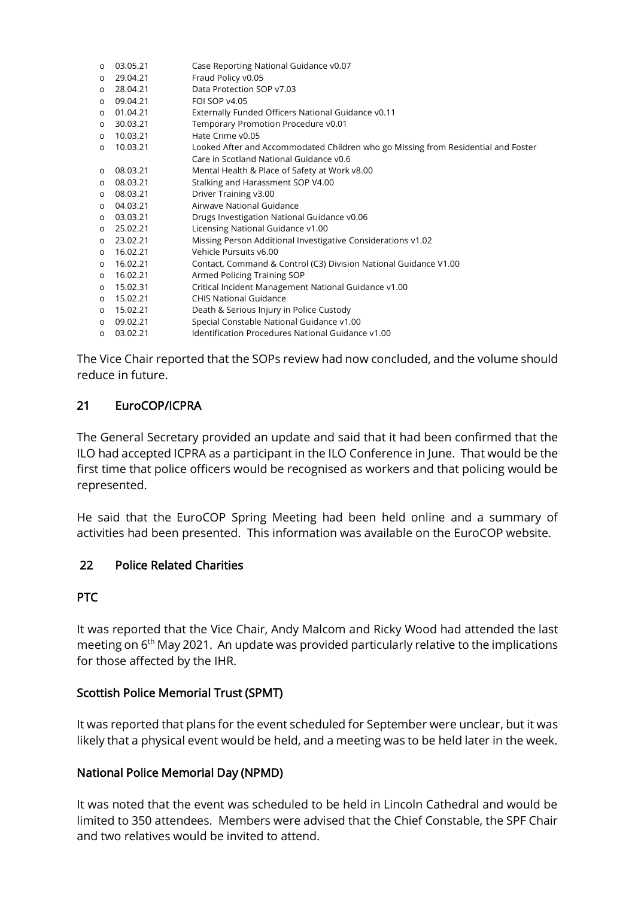- 03.05.21 Case Reporting National Guidance v0.07
- 29.04.21 Fraud Policy v0.05
- 28.04.21 Data Protection SOP v7.03
- 09.04.21 FOI SOP v4.05
- 01.04.21 Externally Funded Officers National Guidance v0.11
- 30.03.21 Temporary Promotion Procedure v0.01
- 10.03.21 Hate Crime v0.05
- 10.03.21 Looked After and Accommodated Children who go Missing from Residential and Foster Care in Scotland National Guidance v0.6
- 08.03.21 Mental Health & Place of Safety at Work v8.00
- 08.03.21 Stalking and Harassment SOP V4.00
- 08.03.21 Driver Training v3.00
- 04.03.21 Airwave National Guidance
- 03.03.21 Drugs Investigation National Guidance v0.06
- 25.02.21 Licensing National Guidance v1.00
- 23.02.21 Missing Person Additional Investigative Considerations v1.02
- 16.02.21 Vehicle Pursuits v6.00
- 16.02.21 Contact, Command & Control (C3) Division National Guidance V1.00
- 16.02.21 Armed Policing Training SOP
- 15.02.31 Critical Incident Management National Guidance v1.00
- 15.02.21 CHIS National Guidance
- 15.02.21 Death & Serious Injury in Police Custody
- 09.02.21 Special Constable National Guidance v1.00
- 03.02.21 Identification Procedures National Guidance v1.00

The Vice Chair reported that the SOPs review had now concluded, and the volume should reduce in future.

## 21 EuroCOP/ICPRA

The General Secretary provided an update and said that it had been confirmed that the ILO had accepted ICPRA as a participant in the ILO Conference in June. That would be the first time that police officers would be recognised as workers and that policing would be represented.

He said that the EuroCOP Spring Meeting had been held online and a summary of activities had been presented. This information was available on the EuroCOP website.

## 22 Police Related Charities

### PTC

It was reported that the Vice Chair, Andy Malcom and Ricky Wood had attended the last meeting on 6th May 2021. An update was provided particularly relative to the implications for those affected by the IHR.

### Scottish Police Memorial Trust (SPMT)

It was reported that plans for the event scheduled for September were unclear, but it was likely that a physical event would be held, and a meeting was to be held later in the week.

### National Police Memorial Day (NPMD)

It was noted that the event was scheduled to be held in Lincoln Cathedral and would be limited to 350 attendees. Members were advised that the Chief Constable, the SPF Chair and two relatives would be invited to attend.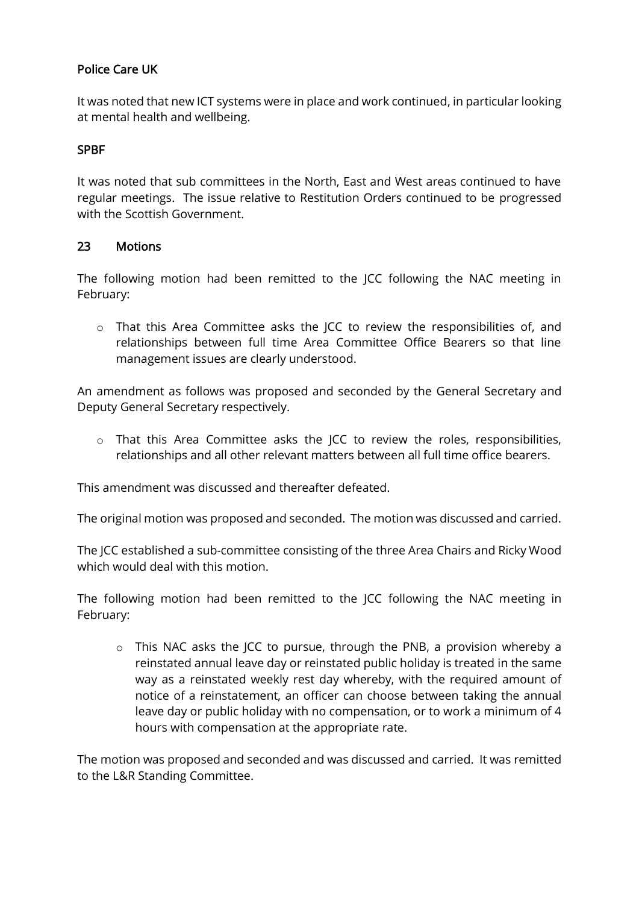**Police Care UK**

It was noted that new ICT systems were in place and work continued, in particular looking at mental health and wellbeing.

**SPBF**

It was noted that sub committees in the North, East and West areas continued to have regular meetings. The issue relative to Restitution Orders continued to be progressed with the Scottish Government.

## 23 Motions

The following motion had been remitted to the JCC following the NAC meeting in February:

- That this Area Committee asks the JCC to review the responsibilities of, and relationships between full time Area Committee Office Bearers so that line management issues are clearly understood.

An amendment as follows was proposed and seconded by the General Secretary and Deputy General Secretary respectively.

- That this Area Committee asks the JCC to review the roles, responsibilities, relationships and all other relevant matters between all full time office bearers.

This amendment was discussed and thereafter defeated.

The original motion was proposed and seconded. The motion was discussed and carried.

The JCC established a sub-committee consisting of the three Area Chairs and Ricky Wood which would deal with this motion.

The following motion had been remitted to the JCC following the NAC meeting in February:

- This NAC asks the JCC to pursue, through the PNB, a provision whereby a reinstated annual leave day or reinstated public holiday is treated in the same way as a reinstated weekly rest day whereby, with the required amount of notice of a reinstatement, an officer can choose between taking the annual leave day or public holiday with no compensation, or to work a minimum of 4 hours with compensation at the appropriate rate.

The motion was proposed and seconded and was discussed and carried. It was remitted to the L&R Standing Committee.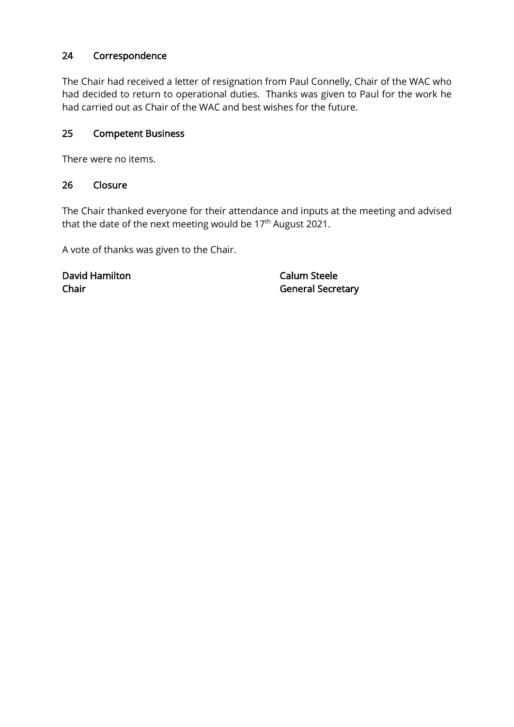## 24 Correspondence

The Chair had received a letter of resignation from Paul Connelly, Chair of the WAC who had decided to return to operational duties. Thanks was given to Paul for the work he had carried out as Chair of the WAC and best wishes for the future.

## 25 Competent Business

There were no items.

## 26 Closure

The Chair thanked everyone for their attendance and inputs at the meeting and advised that the date of the next meeting would be 17th August 2021.

A vote of thanks was given to the Chair.

| | |
|---|---|
| **David Hamilton** | **Calum Steele** |
| **Chair** | **General Secretary** |